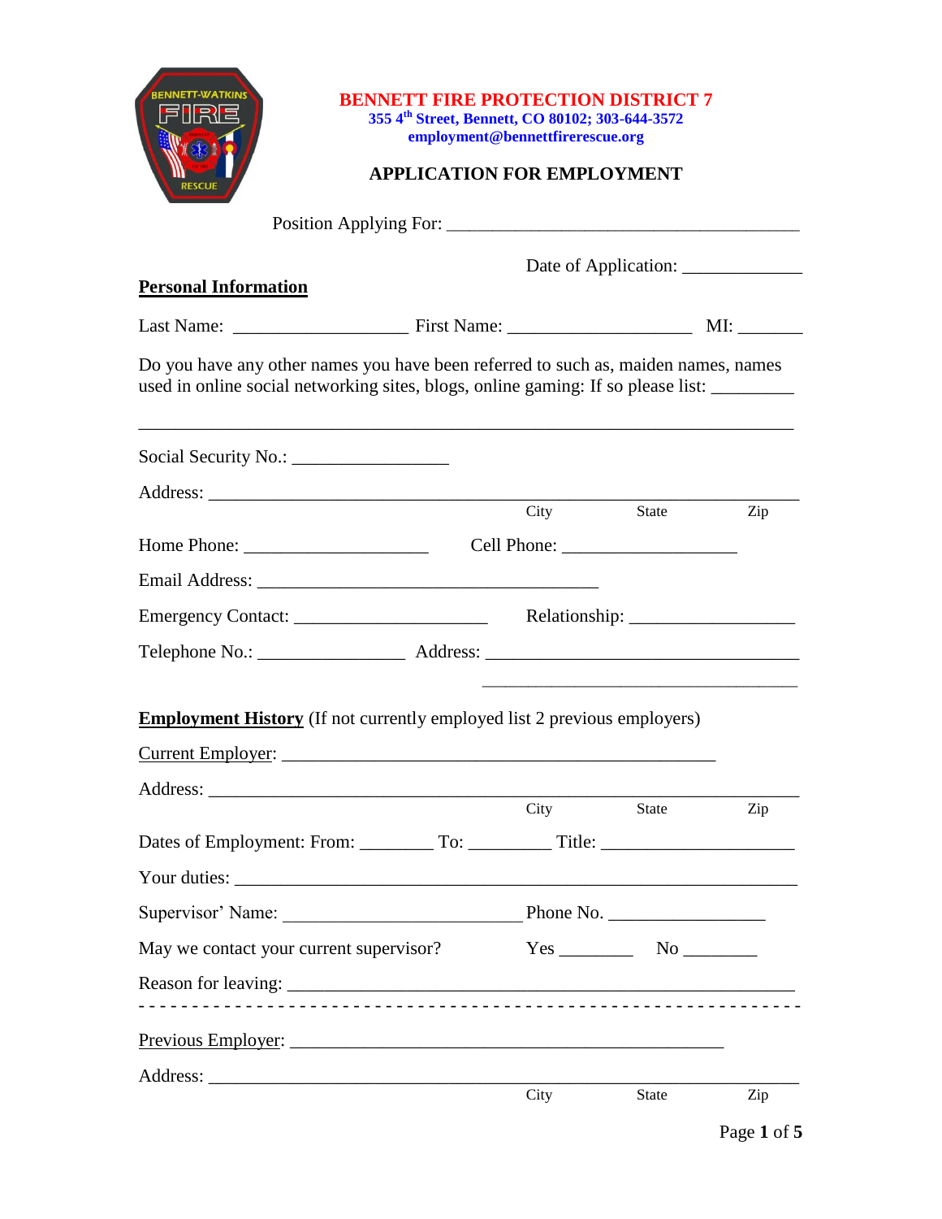# BENNETT FIRE PROTECTION DISTRICT 7

**355 4th Street, Bennett, CO 80102; 303-644-3572**
**employment@bennettfirerescue.org**

## APPLICATION FOR EMPLOYMENT

Position Applying For: ________________________________________

Date of Application: _____________

**Personal Information**

Last Name: ___________________ First Name: ____________________ MI: _______

Do you have any other names you have been referred to such as, maiden names, names used in online social networking sites, blogs, online gaming: If so please list: _________

___________________________________________________________________

Social Security No.: _________________

Address: ___________________________________________________________
City State Zip

Home Phone: ____________________ Cell Phone: ___________________

Email Address: _____________________________________

Emergency Contact: _____________________ Relationship: __________________

Telephone No.: ________________ Address: ___________________________________
___________________________________

**Employment History** (If not currently employed list 2 previous employers)

Current Employer: _______________________________________________

Address: ___________________________________________________________
City State Zip

Dates of Employment: From: ________ To: _________ Title: _____________________

Your duties: _______________________________________________________________

Supervisor' Name: ___________________________ Phone No. _________________

May we contact your current supervisor? Yes ________ No ________

Reason for leaving: _________________________________________________________

- - - - - - - - - - - - - - - - - - - - - - - - - - - - - - - - - - - - - - - - - - - - - - - -

Previous Employer: _______________________________________________

Address: ___________________________________________________________
City State Zip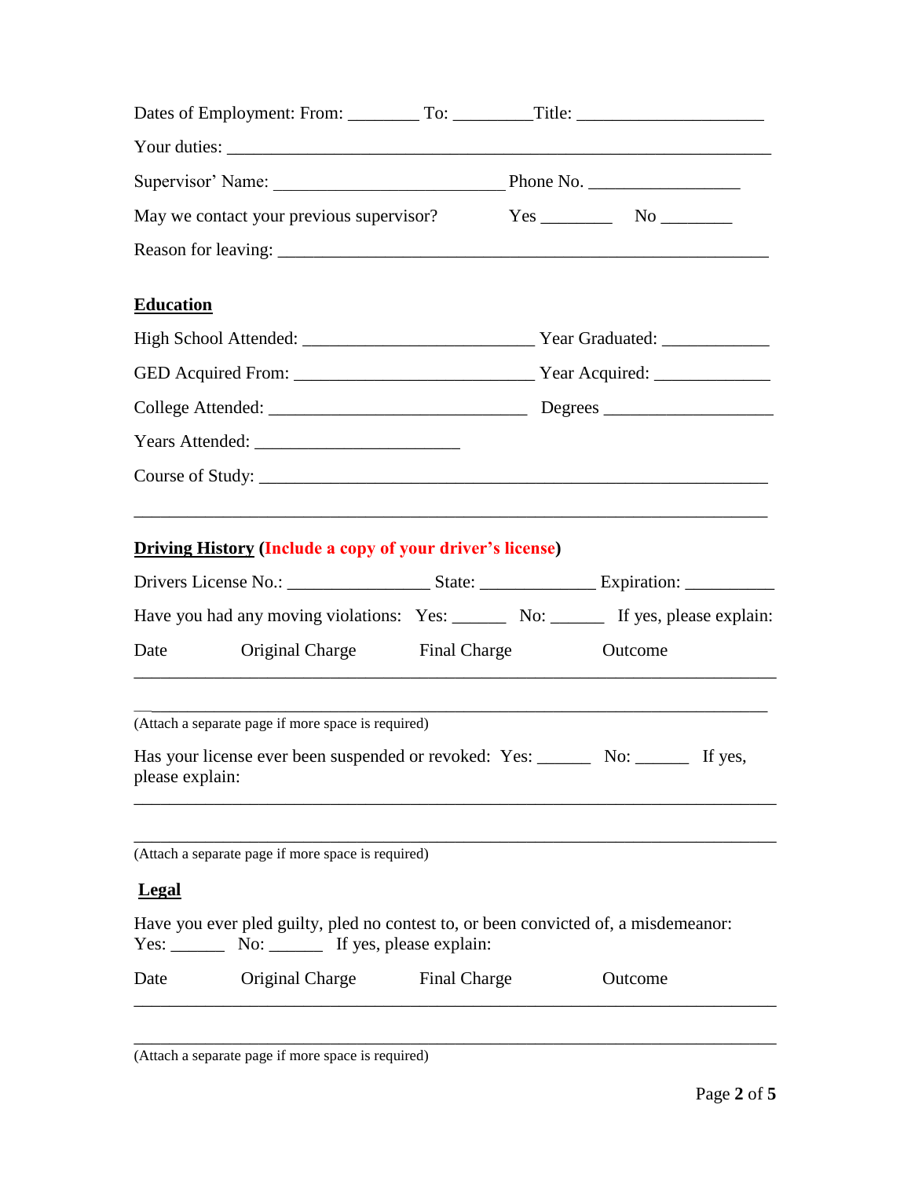Dates of Employment: From: ________ To: _________Title: _____________________

Your duties: ____________________________________________________________

Supervisor' Name: _________________________ Phone No. ________________

May we contact your previous supervisor? Yes ________ No ________

Reason for leaving: ______________________________________________________

**Education**

High School Attended: _________________________ Year Graduated: ____________

GED Acquired From: __________________________ Year Acquired: _____________

College Attended: ____________________________ Degrees __________________

Years Attended: ______________________

Course of Study: _______________________________________________________

_______________________________________________________________________

**Driving History** (**Include a copy of your driver's license**)

Drivers License No.: _______________ State: _____________ Expiration: __________

Have you had any moving violations: Yes: ______ No: ______ If yes, please explain:

| Date | Original Charge | Final Charge | Outcome |
|---|---|---|---|
| | | | |
| | | | |

(Attach a separate page if more space is required)

Has your license ever been suspended or revoked: Yes: ______ No: ______ If yes, please explain:

_______________________________________________________________________

_______________________________________________________________________

(Attach a separate page if more space is required)

**Legal**

Have you ever pled guilty, pled no contest to, or been convicted of, a misdemeanor:
Yes: ______ No: ______ If yes, please explain:

| Date | Original Charge | Final Charge | Outcome |
|---|---|---|---|
| | | | |
| | | | |

(Attach a separate page if more space is required)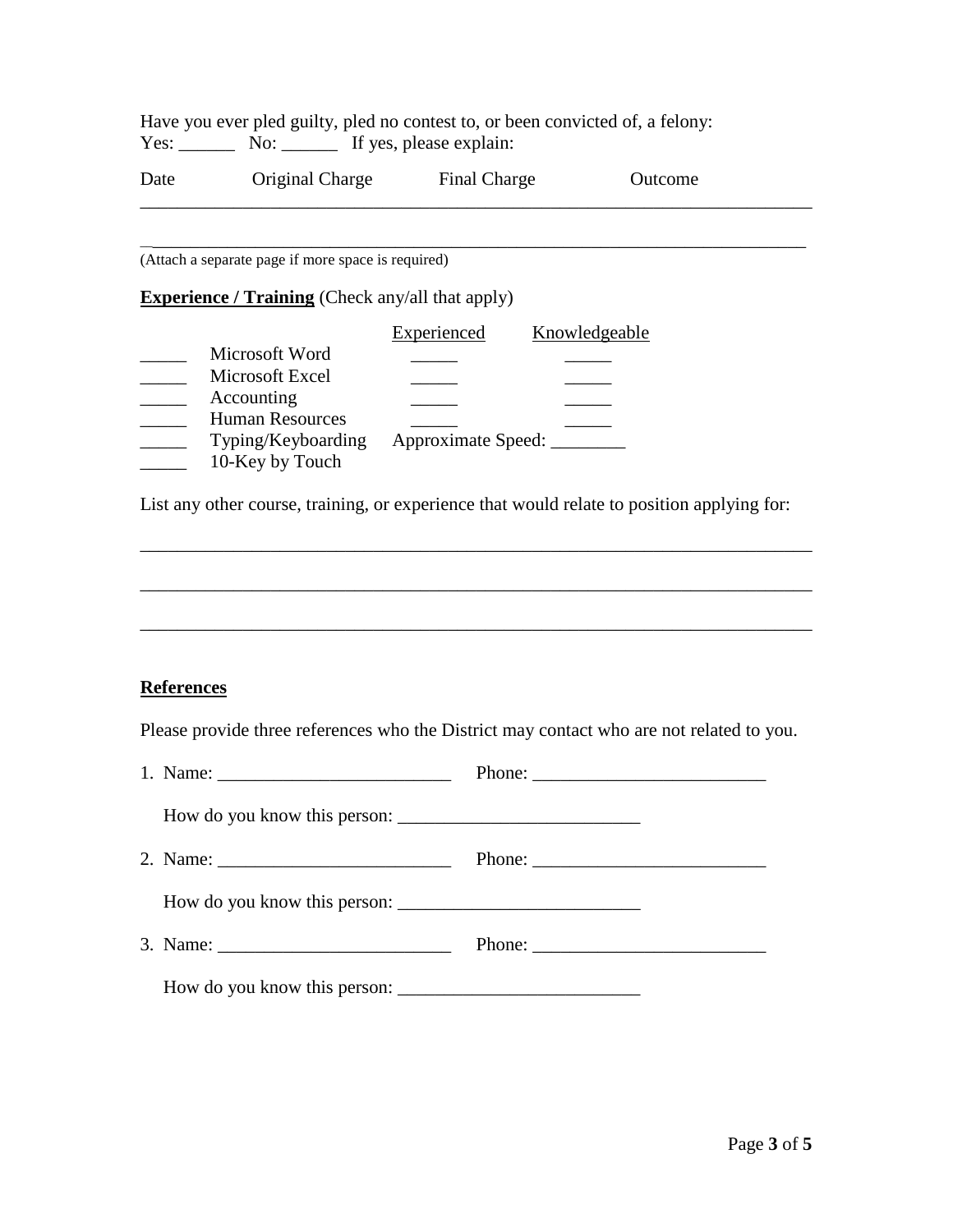Have you ever pled guilty, pled no contest to, or been convicted of, a felony:
Yes: ______ No: ______ If yes, please explain:

| Date | Original Charge | Final Charge | Outcome |
|---|---|---|---|
| | | | |
| | | | |

(Attach a separate page if more space is required)

**Experience / Training** (Check any/all that apply)

| | | Experienced | Knowledgeable |
|---|---|---|---|
| _____ | Microsoft Word | _____ | _____ |
| _____ | Microsoft Excel | _____ | _____ |
| _____ | Accounting | _____ | _____ |
| _____ | Human Resources | _____ | _____ |
| _____ | Typing/Keyboarding | Approximate Speed: ________ | |
| _____ | 10-Key by Touch | | |

List any other course, training, or experience that would relate to position applying for:

___________________________________________________________________________

___________________________________________________________________________

___________________________________________________________________________

**References**

Please provide three references who the District may contact who are not related to you.

1. Name: _________________________ Phone: _________________________

   How do you know this person: __________________________

2. Name: _________________________ Phone: _________________________

   How do you know this person: __________________________

3. Name: _________________________ Phone: _________________________

   How do you know this person: __________________________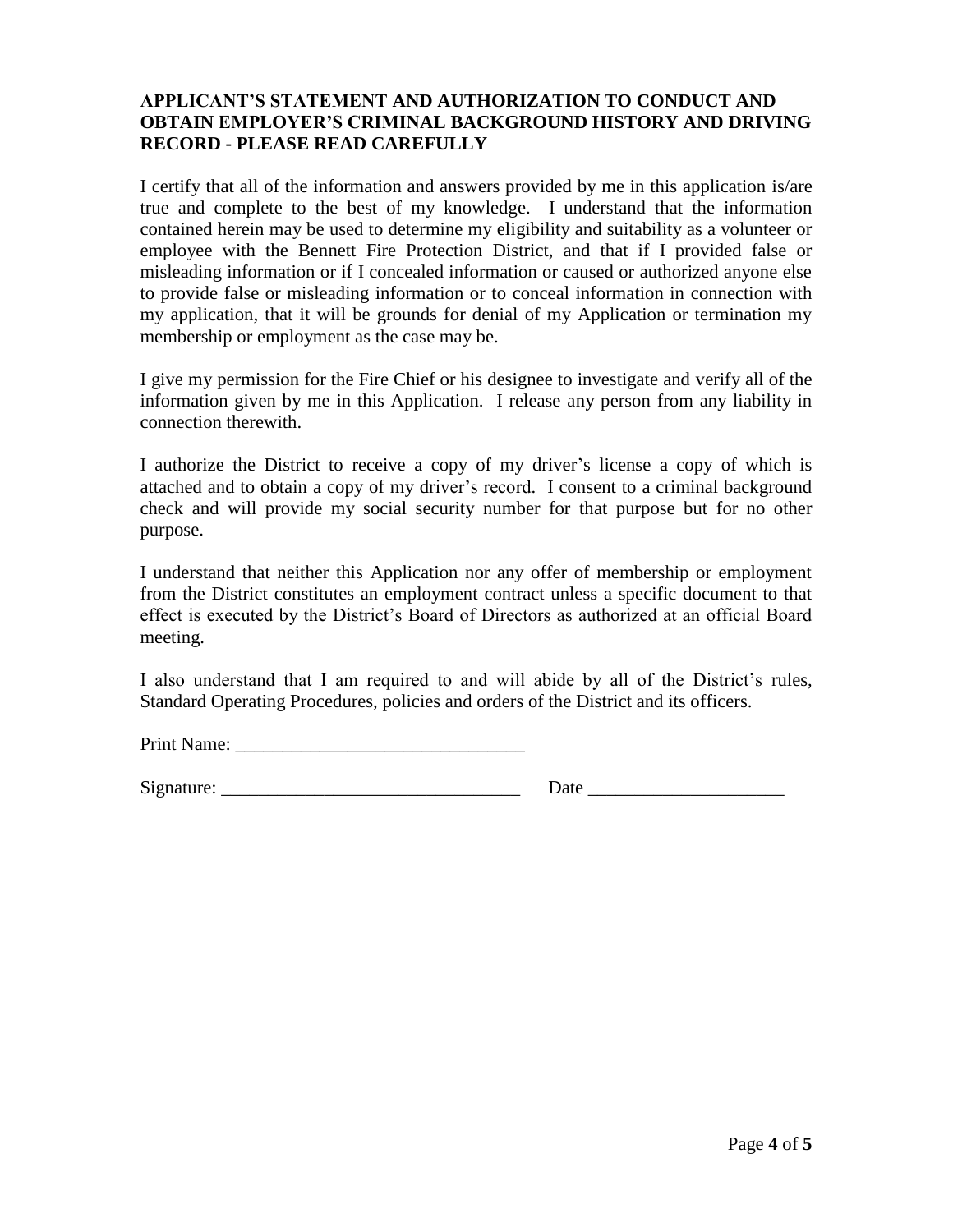**APPLICANT'S STATEMENT AND AUTHORIZATION TO CONDUCT AND OBTAIN EMPLOYER'S CRIMINAL BACKGROUND HISTORY AND DRIVING RECORD - PLEASE READ CAREFULLY**

I certify that all of the information and answers provided by me in this application is/are true and complete to the best of my knowledge. I understand that the information contained herein may be used to determine my eligibility and suitability as a volunteer or employee with the Bennett Fire Protection District, and that if I provided false or misleading information or if I concealed information or caused or authorized anyone else to provide false or misleading information or to conceal information in connection with my application, that it will be grounds for denial of my Application or termination my membership or employment as the case may be.

I give my permission for the Fire Chief or his designee to investigate and verify all of the information given by me in this Application. I release any person from any liability in connection therewith.

I authorize the District to receive a copy of my driver's license a copy of which is attached and to obtain a copy of my driver's record. I consent to a criminal background check and will provide my social security number for that purpose but for no other purpose.

I understand that neither this Application nor any offer of membership or employment from the District constitutes an employment contract unless a specific document to that effect is executed by the District's Board of Directors as authorized at an official Board meeting.

I also understand that I am required to and will abide by all of the District's rules, Standard Operating Procedures, policies and orders of the District and its officers.

Print Name: _______________________________

Signature: ________________________________ Date ____________________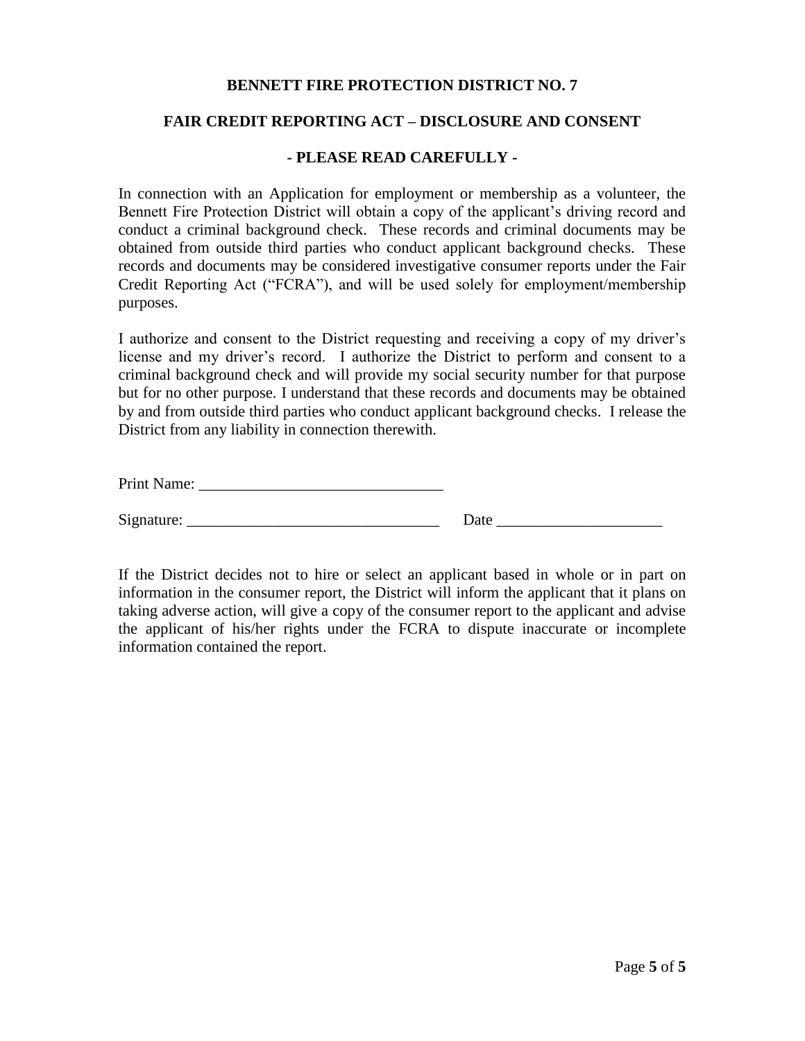**BENNETT FIRE PROTECTION DISTRICT NO. 7**

**FAIR CREDIT REPORTING ACT – DISCLOSURE AND CONSENT**

**- PLEASE READ CAREFULLY -**

In connection with an Application for employment or membership as a volunteer, the Bennett Fire Protection District will obtain a copy of the applicant's driving record and conduct a criminal background check. These records and criminal documents may be obtained from outside third parties who conduct applicant background checks. These records and documents may be considered investigative consumer reports under the Fair Credit Reporting Act ("FCRA"), and will be used solely for employment/membership purposes.

I authorize and consent to the District requesting and receiving a copy of my driver's license and my driver's record. I authorize the District to perform and consent to a criminal background check and will provide my social security number for that purpose but for no other purpose. I understand that these records and documents may be obtained by and from outside third parties who conduct applicant background checks. I release the District from any liability in connection therewith.

Print Name: _______________________________

Signature: ________________________________ Date _____________________

If the District decides not to hire or select an applicant based in whole or in part on information in the consumer report, the District will inform the applicant that it plans on taking adverse action, will give a copy of the consumer report to the applicant and advise the applicant of his/her rights under the FCRA to dispute inaccurate or incomplete information contained the report.